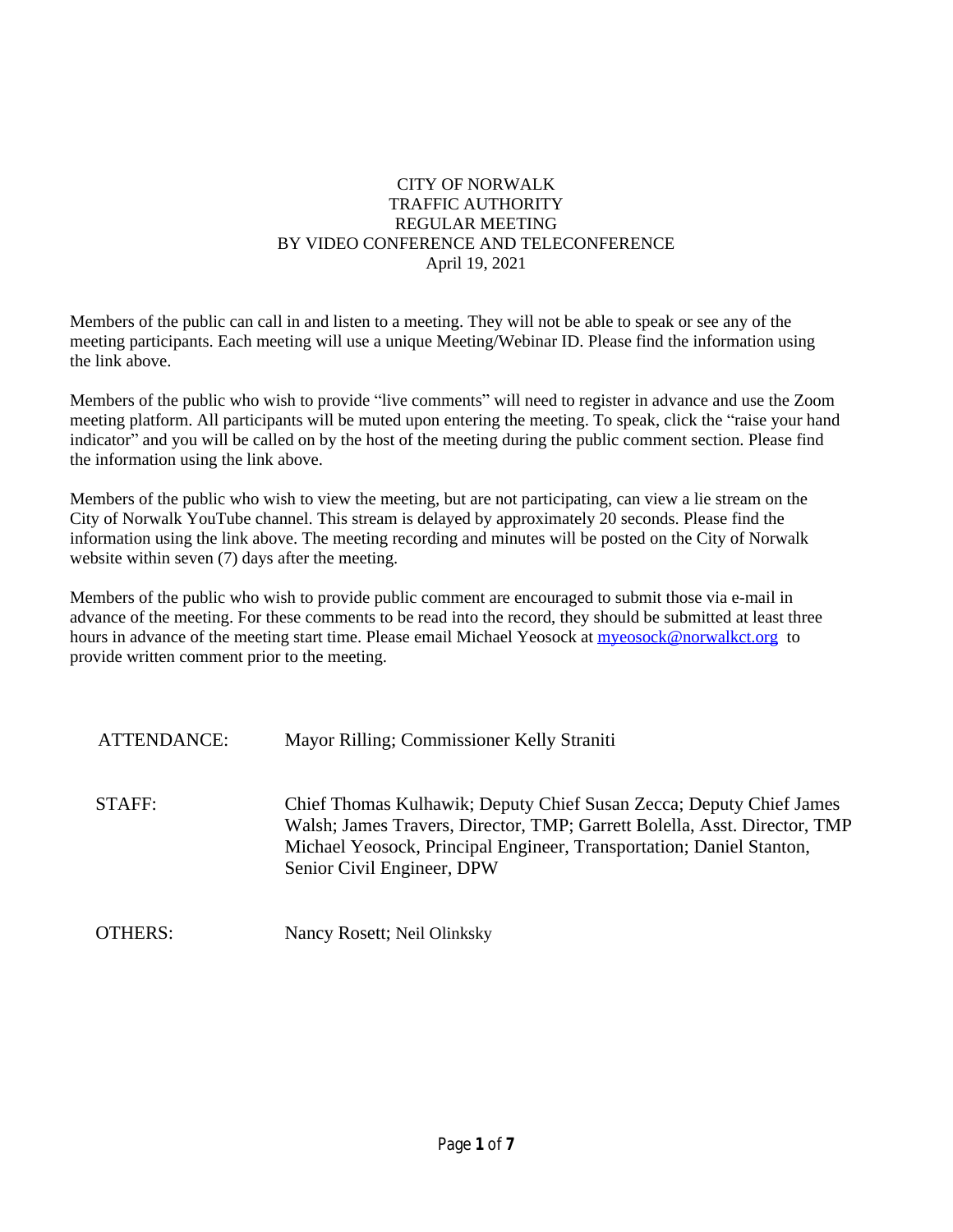# CITY OF NORWALK
## TRAFFIC AUTHORITY
## REGULAR MEETING
## BY VIDEO CONFERENCE AND TELECONFERENCE
## April 19, 2021

Members of the public can call in and listen to a meeting. They will not be able to speak or see any of the meeting participants. Each meeting will use a unique Meeting/Webinar ID. Please find the information using the link above.

Members of the public who wish to provide "live comments" will need to register in advance and use the Zoom meeting platform. All participants will be muted upon entering the meeting. To speak, click the "raise your hand indicator" and you will be called on by the host of the meeting during the public comment section. Please find the information using the link above.

Members of the public who wish to view the meeting, but are not participating, can view a lie stream on the City of Norwalk YouTube channel. This stream is delayed by approximately 20 seconds. Please find the information using the link above. The meeting recording and minutes will be posted on the City of Norwalk website within seven (7) days after the meeting.

Members of the public who wish to provide public comment are encouraged to submit those via e-mail in advance of the meeting. For these comments to be read into the record, they should be submitted at least three hours in advance of the meeting start time. Please email Michael Yeosock at myeosock@norwalkct.org to provide written comment prior to the meeting.

ATTENDANCE: Mayor Rilling; Commissioner Kelly Straniti

STAFF: Chief Thomas Kulhawik; Deputy Chief Susan Zecca; Deputy Chief James Walsh; James Travers, Director, TMP; Garrett Bolella, Asst. Director, TMP Michael Yeosock, Principal Engineer, Transportation; Daniel Stanton, Senior Civil Engineer, DPW

OTHERS: Nancy Rosett; Neil Olinksky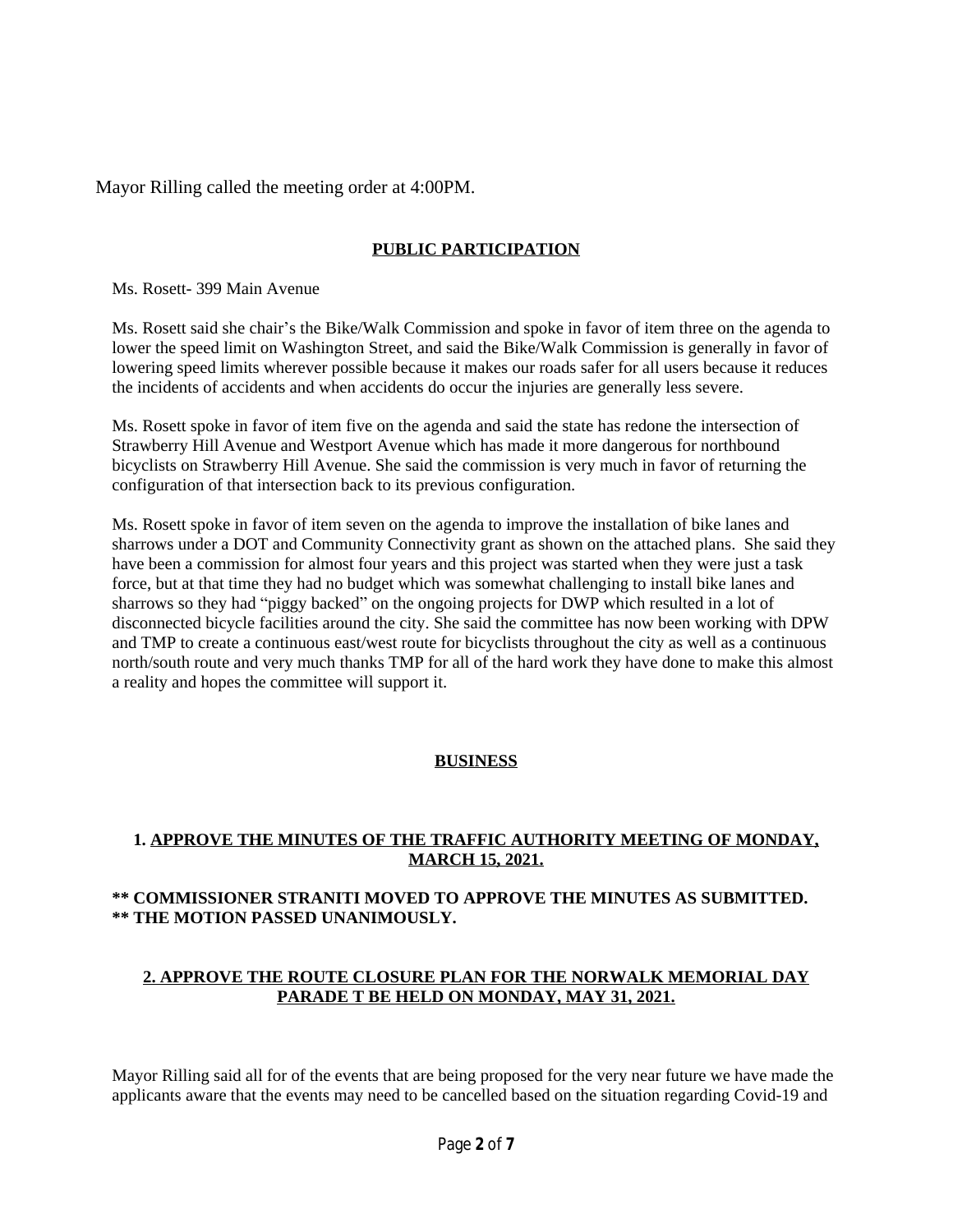Mayor Rilling called the meeting order at 4:00PM.

## PUBLIC PARTICIPATION

Ms. Rosett- 399 Main Avenue

Ms. Rosett said she chair's the Bike/Walk Commission and spoke in favor of item three on the agenda to lower the speed limit on Washington Street, and said the Bike/Walk Commission is generally in favor of lowering speed limits wherever possible because it makes our roads safer for all users because it reduces the incidents of accidents and when accidents do occur the injuries are generally less severe.

Ms. Rosett spoke in favor of item five on the agenda and said the state has redone the intersection of Strawberry Hill Avenue and Westport Avenue which has made it more dangerous for northbound bicyclists on Strawberry Hill Avenue. She said the commission is very much in favor of returning the configuration of that intersection back to its previous configuration.

Ms. Rosett spoke in favor of item seven on the agenda to improve the installation of bike lanes and sharrows under a DOT and Community Connectivity grant as shown on the attached plans. She said they have been a commission for almost four years and this project was started when they were just a task force, but at that time they had no budget which was somewhat challenging to install bike lanes and sharrows so they had "piggy backed" on the ongoing projects for DWP which resulted in a lot of disconnected bicycle facilities around the city. She said the committee has now been working with DPW and TMP to create a continuous east/west route for bicyclists throughout the city as well as a continuous north/south route and very much thanks TMP for all of the hard work they have done to make this almost a reality and hopes the committee will support it.

## BUSINESS

### 1. APPROVE THE MINUTES OF THE TRAFFIC AUTHORITY MEETING OF MONDAY, MARCH 15, 2021.

**\*\* COMMISSIONER STRANITI MOVED TO APPROVE THE MINUTES AS SUBMITTED.**
**\*\* THE MOTION PASSED UNANIMOUSLY.**

### 2. APPROVE THE ROUTE CLOSURE PLAN FOR THE NORWALK MEMORIAL DAY PARADE T BE HELD ON MONDAY, MAY 31, 2021.

Mayor Rilling said all for of the events that are being proposed for the very near future we have made the applicants aware that the events may need to be cancelled based on the situation regarding Covid-19 and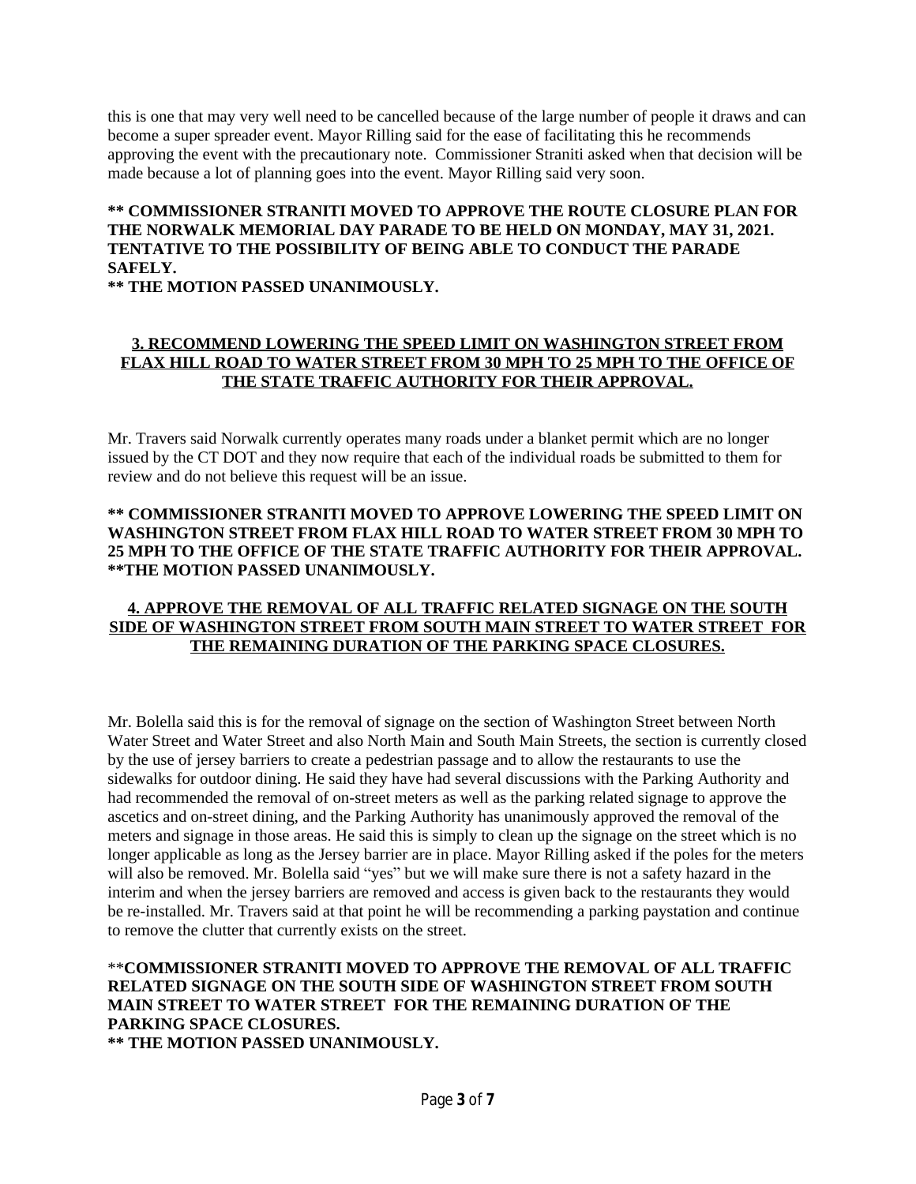this is one that may very well need to be cancelled because of the large number of people it draws and can become a super spreader event. Mayor Rilling said for the ease of facilitating this he recommends approving the event with the precautionary note. Commissioner Straniti asked when that decision will be made because a lot of planning goes into the event. Mayor Rilling said very soon.

**** COMMISSIONER STRANITI MOVED TO APPROVE THE ROUTE CLOSURE PLAN FOR THE NORWALK MEMORIAL DAY PARADE TO BE HELD ON MONDAY, MAY 31, 2021. TENTATIVE TO THE POSSIBILITY OF BEING ABLE TO CONDUCT THE PARADE SAFELY.**
**** THE MOTION PASSED UNANIMOUSLY.**

**3. RECOMMEND LOWERING THE SPEED LIMIT ON WASHINGTON STREET FROM FLAX HILL ROAD TO WATER STREET FROM 30 MPH TO 25 MPH TO THE OFFICE OF THE STATE TRAFFIC AUTHORITY FOR THEIR APPROVAL.**

Mr. Travers said Norwalk currently operates many roads under a blanket permit which are no longer issued by the CT DOT and they now require that each of the individual roads be submitted to them for review and do not believe this request will be an issue.

**** COMMISSIONER STRANITI MOVED TO APPROVE LOWERING THE SPEED LIMIT ON WASHINGTON STREET FROM FLAX HILL ROAD TO WATER STREET FROM 30 MPH TO 25 MPH TO THE OFFICE OF THE STATE TRAFFIC AUTHORITY FOR THEIR APPROVAL.**
****THE MOTION PASSED UNANIMOUSLY.**

**4. APPROVE THE REMOVAL OF ALL TRAFFIC RELATED SIGNAGE ON THE SOUTH SIDE OF WASHINGTON STREET FROM SOUTH MAIN STREET TO WATER STREET FOR THE REMAINING DURATION OF THE PARKING SPACE CLOSURES.**

Mr. Bolella said this is for the removal of signage on the section of Washington Street between North Water Street and Water Street and also North Main and South Main Streets, the section is currently closed by the use of jersey barriers to create a pedestrian passage and to allow the restaurants to use the sidewalks for outdoor dining. He said they have had several discussions with the Parking Authority and had recommended the removal of on-street meters as well as the parking related signage to approve the ascetics and on-street dining, and the Parking Authority has unanimously approved the removal of the meters and signage in those areas. He said this is simply to clean up the signage on the street which is no longer applicable as long as the Jersey barrier are in place. Mayor Rilling asked if the poles for the meters will also be removed. Mr. Bolella said "yes" but we will make sure there is not a safety hazard in the interim and when the jersey barriers are removed and access is given back to the restaurants they would be re-installed. Mr. Travers said at that point he will be recommending a parking paystation and continue to remove the clutter that currently exists on the street.

****COMMISSIONER STRANITI MOVED TO APPROVE THE REMOVAL OF ALL TRAFFIC RELATED SIGNAGE ON THE SOUTH SIDE OF WASHINGTON STREET FROM SOUTH MAIN STREET TO WATER STREET FOR THE REMAINING DURATION OF THE PARKING SPACE CLOSURES.**
**** THE MOTION PASSED UNANIMOUSLY.**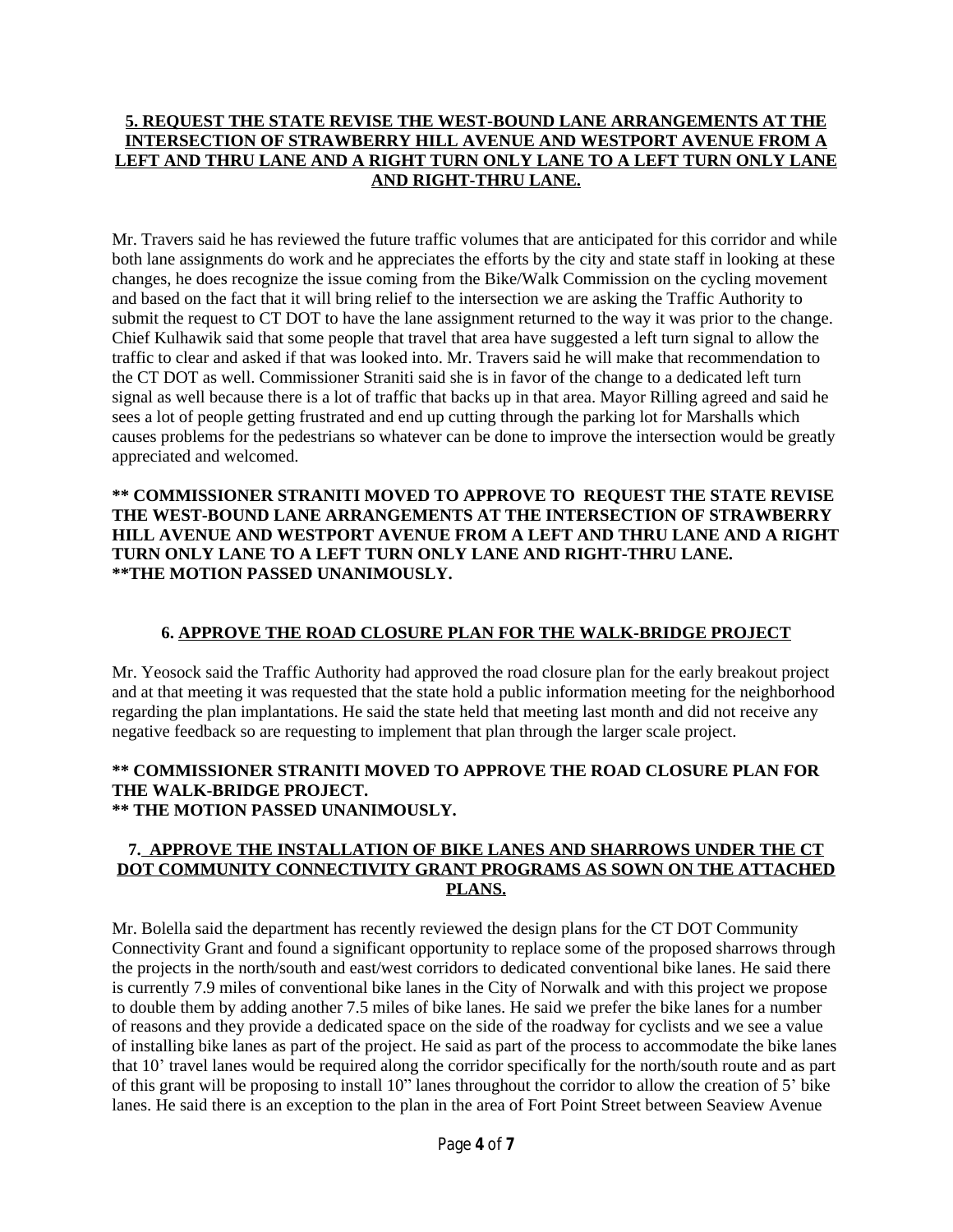**5. REQUEST THE STATE REVISE THE WEST-BOUND LANE ARRANGEMENTS AT THE INTERSECTION OF STRAWBERRY HILL AVENUE AND WESTPORT AVENUE FROM A LEFT AND THRU LANE AND A RIGHT TURN ONLY LANE TO A LEFT TURN ONLY LANE AND RIGHT-THRU LANE.**

Mr. Travers said he has reviewed the future traffic volumes that are anticipated for this corridor and while both lane assignments do work and he appreciates the efforts by the city and state staff in looking at these changes, he does recognize the issue coming from the Bike/Walk Commission on the cycling movement and based on the fact that it will bring relief to the intersection we are asking the Traffic Authority to submit the request to CT DOT to have the lane assignment returned to the way it was prior to the change. Chief Kulhawik said that some people that travel that area have suggested a left turn signal to allow the traffic to clear and asked if that was looked into. Mr. Travers said he will make that recommendation to the CT DOT as well. Commissioner Straniti said she is in favor of the change to a dedicated left turn signal as well because there is a lot of traffic that backs up in that area. Mayor Rilling agreed and said he sees a lot of people getting frustrated and end up cutting through the parking lot for Marshalls which causes problems for the pedestrians so whatever can be done to improve the intersection would be greatly appreciated and welcomed.

**\*\* COMMISSIONER STRANITI MOVED TO APPROVE TO REQUEST THE STATE REVISE THE WEST-BOUND LANE ARRANGEMENTS AT THE INTERSECTION OF STRAWBERRY HILL AVENUE AND WESTPORT AVENUE FROM A LEFT AND THRU LANE AND A RIGHT TURN ONLY LANE TO A LEFT TURN ONLY LANE AND RIGHT-THRU LANE.**
**\*\*THE MOTION PASSED UNANIMOUSLY.**

**6. APPROVE THE ROAD CLOSURE PLAN FOR THE WALK-BRIDGE PROJECT**

Mr. Yeosock said the Traffic Authority had approved the road closure plan for the early breakout project and at that meeting it was requested that the state hold a public information meeting for the neighborhood regarding the plan implantations. He said the state held that meeting last month and did not receive any negative feedback so are requesting to implement that plan through the larger scale project.

**\*\* COMMISSIONER STRANITI MOVED TO APPROVE THE ROAD CLOSURE PLAN FOR THE WALK-BRIDGE PROJECT.**
**\*\* THE MOTION PASSED UNANIMOUSLY.**

**7. APPROVE THE INSTALLATION OF BIKE LANES AND SHARROWS UNDER THE CT DOT COMMUNITY CONNECTIVITY GRANT PROGRAMS AS SOWN ON THE ATTACHED PLANS.**

Mr. Bolella said the department has recently reviewed the design plans for the CT DOT Community Connectivity Grant and found a significant opportunity to replace some of the proposed sharrows through the projects in the north/south and east/west corridors to dedicated conventional bike lanes. He said there is currently 7.9 miles of conventional bike lanes in the City of Norwalk and with this project we propose to double them by adding another 7.5 miles of bike lanes. He said we prefer the bike lanes for a number of reasons and they provide a dedicated space on the side of the roadway for cyclists and we see a value of installing bike lanes as part of the project. He said as part of the process to accommodate the bike lanes that 10' travel lanes would be required along the corridor specifically for the north/south route and as part of this grant will be proposing to install 10" lanes throughout the corridor to allow the creation of 5' bike lanes. He said there is an exception to the plan in the area of Fort Point Street between Seaview Avenue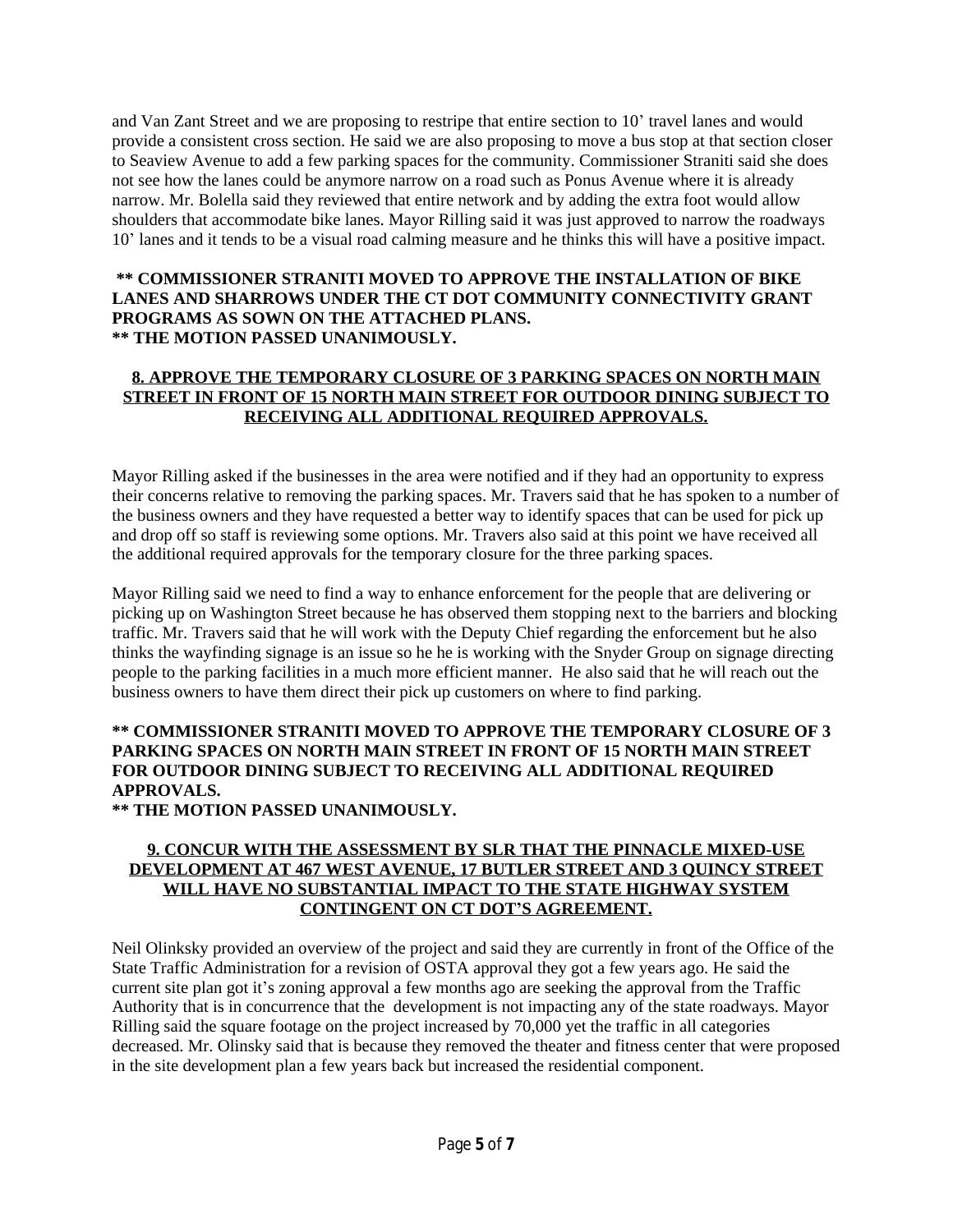and Van Zant Street and we are proposing to restripe that entire section to 10’ travel lanes and would provide a consistent cross section. He said we are also proposing to move a bus stop at that section closer to Seaview Avenue to add a few parking spaces for the community. Commissioner Straniti said she does not see how the lanes could be anymore narrow on a road such as Ponus Avenue where it is already narrow. Mr. Bolella said they reviewed that entire network and by adding the extra foot would allow shoulders that accommodate bike lanes. Mayor Rilling said it was just approved to narrow the roadways 10’ lanes and it tends to be a visual road calming measure and he thinks this will have a positive impact.

**\*\* COMMISSIONER STRANITI MOVED TO APPROVE THE INSTALLATION OF BIKE LANES AND SHARROWS UNDER THE CT DOT COMMUNITY CONNECTIVITY GRANT PROGRAMS AS SOWN ON THE ATTACHED PLANS.**
**\*\* THE MOTION PASSED UNANIMOUSLY.**

## 8. APPROVE THE TEMPORARY CLOSURE OF 3 PARKING SPACES ON NORTH MAIN STREET IN FRONT OF 15 NORTH MAIN STREET FOR OUTDOOR DINING SUBJECT TO RECEIVING ALL ADDITIONAL REQUIRED APPROVALS.

Mayor Rilling asked if the businesses in the area were notified and if they had an opportunity to express their concerns relative to removing the parking spaces. Mr. Travers said that he has spoken to a number of the business owners and they have requested a better way to identify spaces that can be used for pick up and drop off so staff is reviewing some options. Mr. Travers also said at this point we have received all the additional required approvals for the temporary closure for the three parking spaces.

Mayor Rilling said we need to find a way to enhance enforcement for the people that are delivering or picking up on Washington Street because he has observed them stopping next to the barriers and blocking traffic. Mr. Travers said that he will work with the Deputy Chief regarding the enforcement but he also thinks the wayfinding signage is an issue so he he is working with the Snyder Group on signage directing people to the parking facilities in a much more efficient manner. He also said that he will reach out the business owners to have them direct their pick up customers on where to find parking.

**\*\* COMMISSIONER STRANITI MOVED TO APPROVE THE TEMPORARY CLOSURE OF 3 PARKING SPACES ON NORTH MAIN STREET IN FRONT OF 15 NORTH MAIN STREET FOR OUTDOOR DINING SUBJECT TO RECEIVING ALL ADDITIONAL REQUIRED APPROVALS.**
**\*\* THE MOTION PASSED UNANIMOUSLY.**

## 9. CONCUR WITH THE ASSESSMENT BY SLR THAT THE PINNACLE MIXED-USE DEVELOPMENT AT 467 WEST AVENUE, 17 BUTLER STREET AND 3 QUINCY STREET WILL HAVE NO SUBSTANTIAL IMPACT TO THE STATE HIGHWAY SYSTEM CONTINGENT ON CT DOT’S AGREEMENT.

Neil Olinksky provided an overview of the project and said they are currently in front of the Office of the State Traffic Administration for a revision of OSTA approval they got a few years ago. He said the current site plan got it’s zoning approval a few months ago are seeking the approval from the Traffic Authority that is in concurrence that the development is not impacting any of the state roadways. Mayor Rilling said the square footage on the project increased by 70,000 yet the traffic in all categories decreased. Mr. Olinsky said that is because they removed the theater and fitness center that were proposed in the site development plan a few years back but increased the residential component.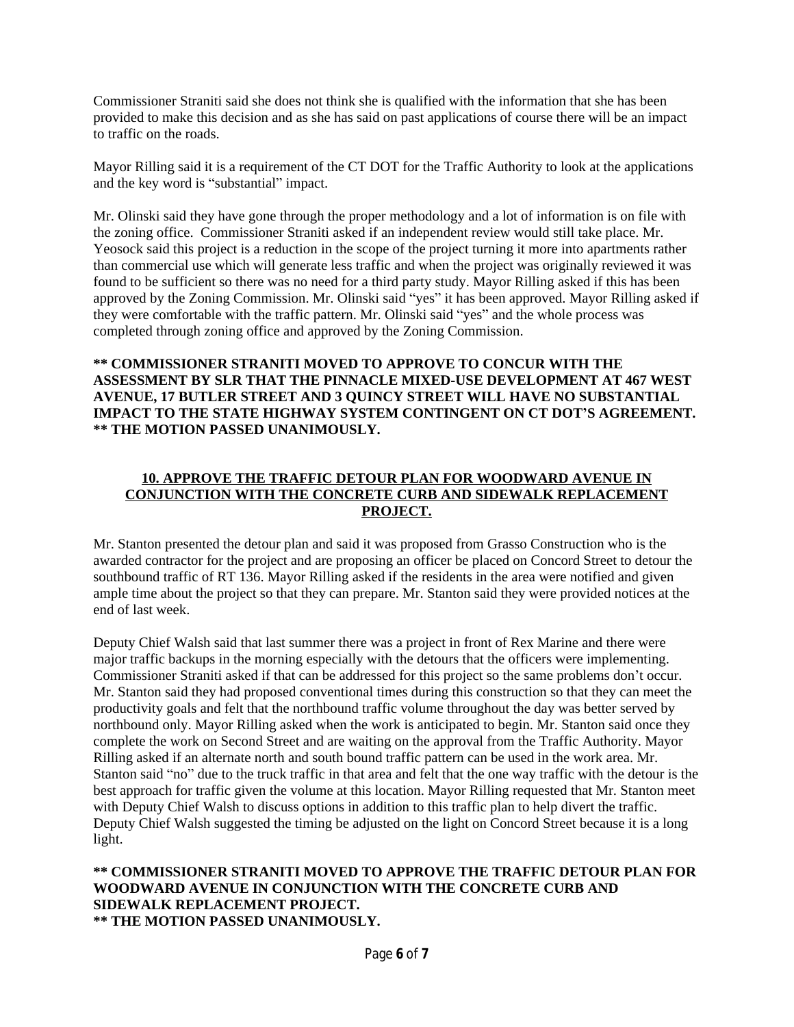Commissioner Straniti said she does not think she is qualified with the information that she has been provided to make this decision and as she has said on past applications of course there will be an impact to traffic on the roads.

Mayor Rilling said it is a requirement of the CT DOT for the Traffic Authority to look at the applications and the key word is "substantial" impact.

Mr. Olinski said they have gone through the proper methodology and a lot of information is on file with the zoning office. Commissioner Straniti asked if an independent review would still take place. Mr. Yeosock said this project is a reduction in the scope of the project turning it more into apartments rather than commercial use which will generate less traffic and when the project was originally reviewed it was found to be sufficient so there was no need for a third party study. Mayor Rilling asked if this has been approved by the Zoning Commission. Mr. Olinski said "yes" it has been approved. Mayor Rilling asked if they were comfortable with the traffic pattern. Mr. Olinski said "yes" and the whole process was completed through zoning office and approved by the Zoning Commission.

**** COMMISSIONER STRANITI MOVED TO APPROVE TO CONCUR WITH THE ASSESSMENT BY SLR THAT THE PINNACLE MIXED-USE DEVELOPMENT AT 467 WEST AVENUE, 17 BUTLER STREET AND 3 QUINCY STREET WILL HAVE NO SUBSTANTIAL IMPACT TO THE STATE HIGHWAY SYSTEM CONTINGENT ON CT DOT'S AGREEMENT.**
**** THE MOTION PASSED UNANIMOUSLY.**

## 10. APPROVE THE TRAFFIC DETOUR PLAN FOR WOODWARD AVENUE IN CONJUNCTION WITH THE CONCRETE CURB AND SIDEWALK REPLACEMENT PROJECT.

Mr. Stanton presented the detour plan and said it was proposed from Grasso Construction who is the awarded contractor for the project and are proposing an officer be placed on Concord Street to detour the southbound traffic of RT 136. Mayor Rilling asked if the residents in the area were notified and given ample time about the project so that they can prepare. Mr. Stanton said they were provided notices at the end of last week.

Deputy Chief Walsh said that last summer there was a project in front of Rex Marine and there were major traffic backups in the morning especially with the detours that the officers were implementing. Commissioner Straniti asked if that can be addressed for this project so the same problems don't occur. Mr. Stanton said they had proposed conventional times during this construction so that they can meet the productivity goals and felt that the northbound traffic volume throughout the day was better served by northbound only. Mayor Rilling asked when the work is anticipated to begin. Mr. Stanton said once they complete the work on Second Street and are waiting on the approval from the Traffic Authority. Mayor Rilling asked if an alternate north and south bound traffic pattern can be used in the work area. Mr. Stanton said "no" due to the truck traffic in that area and felt that the one way traffic with the detour is the best approach for traffic given the volume at this location. Mayor Rilling requested that Mr. Stanton meet with Deputy Chief Walsh to discuss options in addition to this traffic plan to help divert the traffic. Deputy Chief Walsh suggested the timing be adjusted on the light on Concord Street because it is a long light.

**** COMMISSIONER STRANITI MOVED TO APPROVE THE TRAFFIC DETOUR PLAN FOR WOODWARD AVENUE IN CONJUNCTION WITH THE CONCRETE CURB AND SIDEWALK REPLACEMENT PROJECT.**
**** THE MOTION PASSED UNANIMOUSLY.**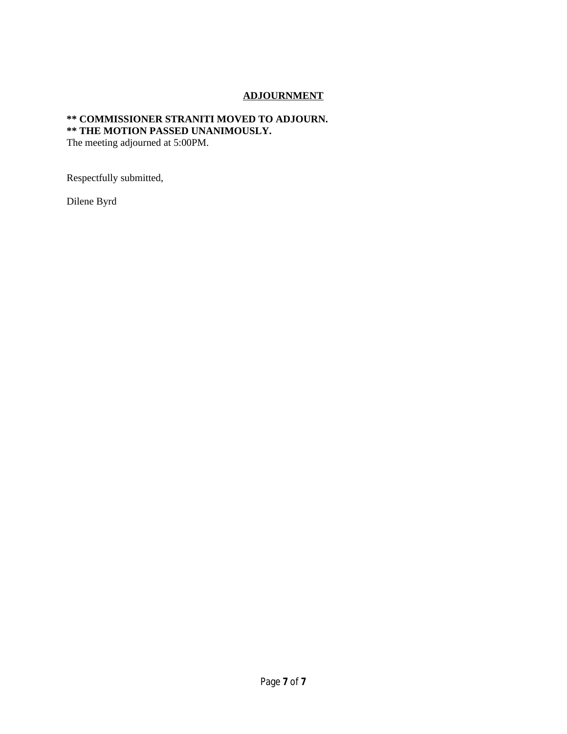## ADJOURNMENT

**** COMMISSIONER STRANITI MOVED TO ADJOURN.**
**** THE MOTION PASSED UNANIMOUSLY.**
The meeting adjourned at 5:00PM.

Respectfully submitted,

Dilene Byrd